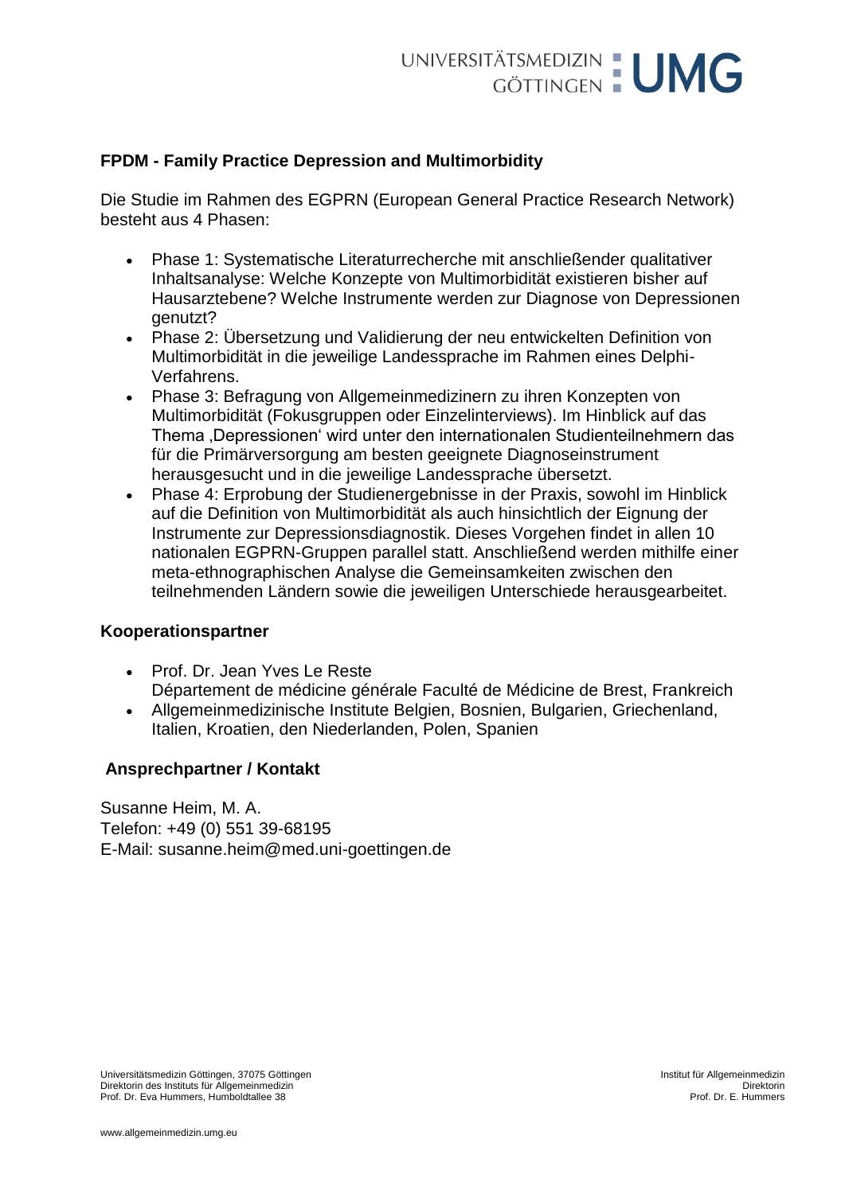**FPDM - Family Practice Depression and Multimorbidity**

Die Studie im Rahmen des EGPRN (European General Practice Research Network) besteht aus 4 Phasen:

- Phase 1: Systematische Literaturrecherche mit anschließender qualitativer Inhaltsanalyse: Welche Konzepte von Multimorbidität existieren bisher auf Hausarztebene? Welche Instrumente werden zur Diagnose von Depressionen genutzt?
- Phase 2: Übersetzung und Validierung der neu entwickelten Definition von Multimorbidität in die jeweilige Landessprache im Rahmen eines Delphi-Verfahrens.
- Phase 3: Befragung von Allgemeinmedizinern zu ihren Konzepten von Multimorbidität (Fokusgruppen oder Einzelinterviews). Im Hinblick auf das Thema ‚Depressionen' wird unter den internationalen Studienteilnehmern das für die Primärversorgung am besten geeignete Diagnoseinstrument herausgesucht und in die jeweilige Landessprache übersetzt.
- Phase 4: Erprobung der Studienergebnisse in der Praxis, sowohl im Hinblick auf die Definition von Multimorbidität als auch hinsichtlich der Eignung der Instrumente zur Depressionsdiagnostik. Dieses Vorgehen findet in allen 10 nationalen EGPRN-Gruppen parallel statt. Anschließend werden mithilfe einer meta-ethnographischen Analyse die Gemeinsamkeiten zwischen den teilnehmenden Ländern sowie die jeweiligen Unterschiede herausgearbeitet.

**Kooperationspartner**

- Prof. Dr. Jean Yves Le Reste
  Département de médicine générale Faculté de Médicine de Brest, Frankreich
- Allgemeinmedizinische Institute Belgien, Bosnien, Bulgarien, Griechenland, Italien, Kroatien, den Niederlanden, Polen, Spanien

**Ansprechpartner / Kontakt**

Susanne Heim, M. A.
Telefon: +49 (0) 551 39-68195
E-Mail: susanne.heim@med.uni-goettingen.de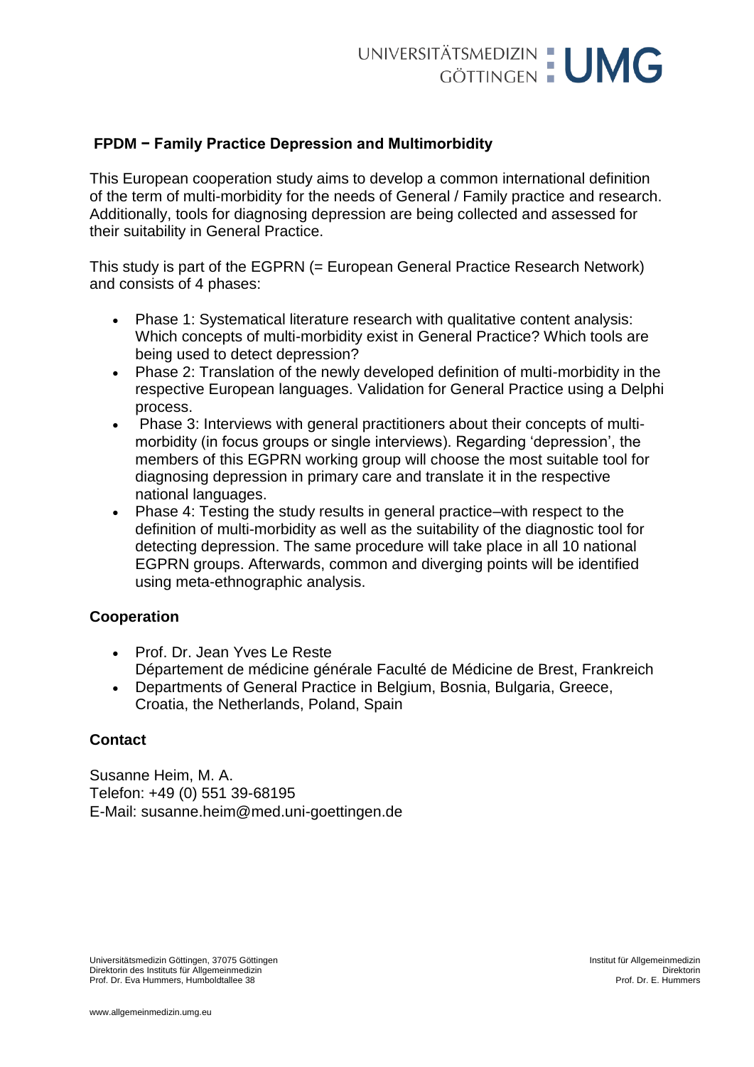## FPDM − Family Practice Depression and Multimorbidity

This European cooperation study aims to develop a common international definition of the term of multi-morbidity for the needs of General / Family practice and research. Additionally, tools for diagnosing depression are being collected and assessed for their suitability in General Practice.

This study is part of the EGPRN (= European General Practice Research Network) and consists of 4 phases:

- Phase 1: Systematical literature research with qualitative content analysis: Which concepts of multi-morbidity exist in General Practice? Which tools are being used to detect depression?
- Phase 2: Translation of the newly developed definition of multi-morbidity in the respective European languages. Validation for General Practice using a Delphi process.
- Phase 3: Interviews with general practitioners about their concepts of multi-morbidity (in focus groups or single interviews). Regarding 'depression', the members of this EGPRN working group will choose the most suitable tool for diagnosing depression in primary care and translate it in the respective national languages.
- Phase 4: Testing the study results in general practice–with respect to the definition of multi-morbidity as well as the suitability of the diagnostic tool for detecting depression. The same procedure will take place in all 10 national EGPRN groups. Afterwards, common and diverging points will be identified using meta-ethnographic analysis.

### Cooperation

- Prof. Dr. Jean Yves Le Reste
  Département de médicine générale Faculté de Médicine de Brest, Frankreich
- Departments of General Practice in Belgium, Bosnia, Bulgaria, Greece, Croatia, the Netherlands, Poland, Spain

### Contact

Susanne Heim, M. A.
Telefon: +49 (0) 551 39-68195
E-Mail: susanne.heim@med.uni-goettingen.de